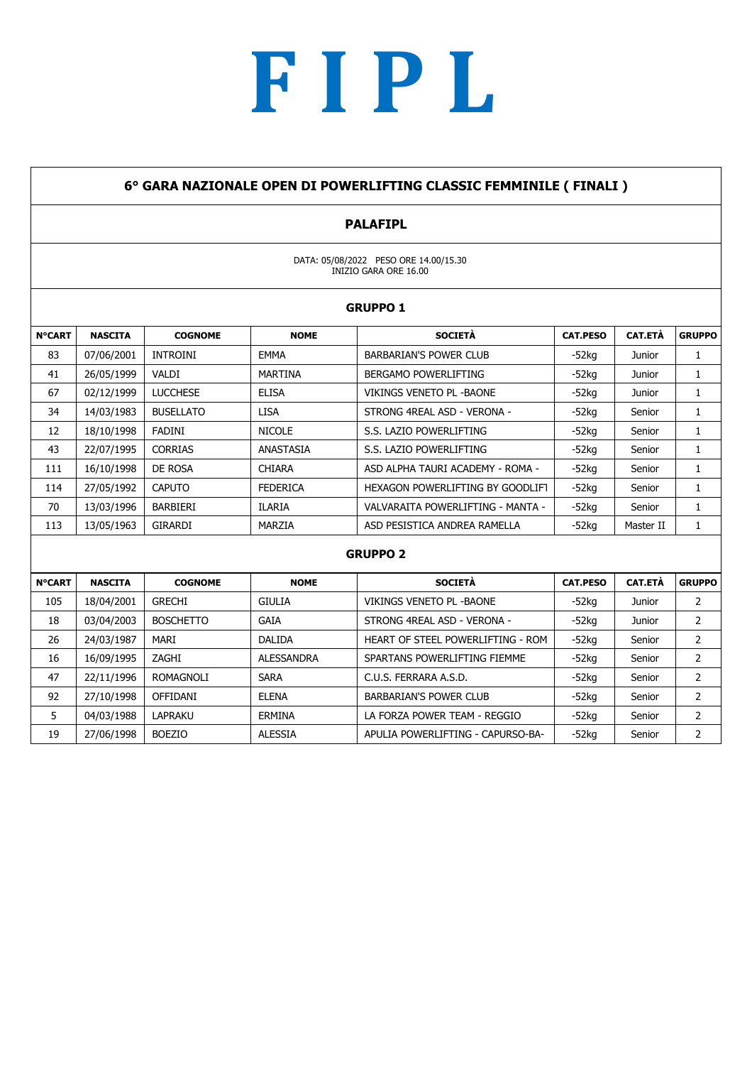# F I P L

## 6° GARA NAZIONALE OPEN DI POWERLIFTING CLASSIC FEMMINILE ( FINALI )

### PALAFIPL

DATA: 05/08/2022 PESO ORE 14.00/15.30
INIZIO GARA ORE 16.00

### GRUPPO 1

| N°CART | NASCITA | COGNOME | NOME | SOCIETÀ | CAT.PESO | CAT.ETÀ | GRUPPO |
|---|---|---|---|---|---|---|---|
| 83 | 07/06/2001 | INTROINI | EMMA | BARBARIAN'S POWER CLUB | -52kg | Junior | 1 |
| 41 | 26/05/1999 | VALDI | MARTINA | BERGAMO POWERLIFTING | -52kg | Junior | 1 |
| 67 | 02/12/1999 | LUCCHESE | ELISA | VIKINGS VENETO PL -BAONE | -52kg | Junior | 1 |
| 34 | 14/03/1983 | BUSELLATO | LISA | STRONG 4REAL ASD - VERONA - | -52kg | Senior | 1 |
| 12 | 18/10/1998 | FADINI | NICOLE | S.S. LAZIO POWERLIFTING | -52kg | Senior | 1 |
| 43 | 22/07/1995 | CORRIAS | ANASTASIA | S.S. LAZIO POWERLIFTING | -52kg | Senior | 1 |
| 111 | 16/10/1998 | DE ROSA | CHIARA | ASD ALPHA TAURI ACADEMY - ROMA - | -52kg | Senior | 1 |
| 114 | 27/05/1992 | CAPUTO | FEDERICA | HEXAGON POWERLIFTING BY GOODLIFT | -52kg | Senior | 1 |
| 70 | 13/03/1996 | BARBIERI | ILARIA | VALVARAITA POWERLIFTING - MANTA - | -52kg | Senior | 1 |
| 113 | 13/05/1963 | GIRARDI | MARZIA | ASD PESISTICA ANDREA RAMELLA | -52kg | Master II | 1 |

### GRUPPO 2

| N°CART | NASCITA | COGNOME | NOME | SOCIETÀ | CAT.PESO | CAT.ETÀ | GRUPPO |
|---|---|---|---|---|---|---|---|
| 105 | 18/04/2001 | GRECHI | GIULIA | VIKINGS VENETO PL -BAONE | -52kg | Junior | 2 |
| 18 | 03/04/2003 | BOSCHETTO | GAIA | STRONG 4REAL ASD - VERONA - | -52kg | Junior | 2 |
| 26 | 24/03/1987 | MARI | DALIDA | HEART OF STEEL POWERLIFTING - ROM | -52kg | Senior | 2 |
| 16 | 16/09/1995 | ZAGHI | ALESSANDRA | SPARTANS POWERLIFTING FIEMME | -52kg | Senior | 2 |
| 47 | 22/11/1996 | ROMAGNOLI | SARA | C.U.S. FERRARA A.S.D. | -52kg | Senior | 2 |
| 92 | 27/10/1998 | OFFIDANI | ELENA | BARBARIAN'S POWER CLUB | -52kg | Senior | 2 |
| 5 | 04/03/1988 | LAPRAKU | ERMINA | LA FORZA POWER TEAM - REGGIO | -52kg | Senior | 2 |
| 19 | 27/06/1998 | BOEZIO | ALESSIA | APULIA POWERLIFTING - CAPURSO-BA- | -52kg | Senior | 2 |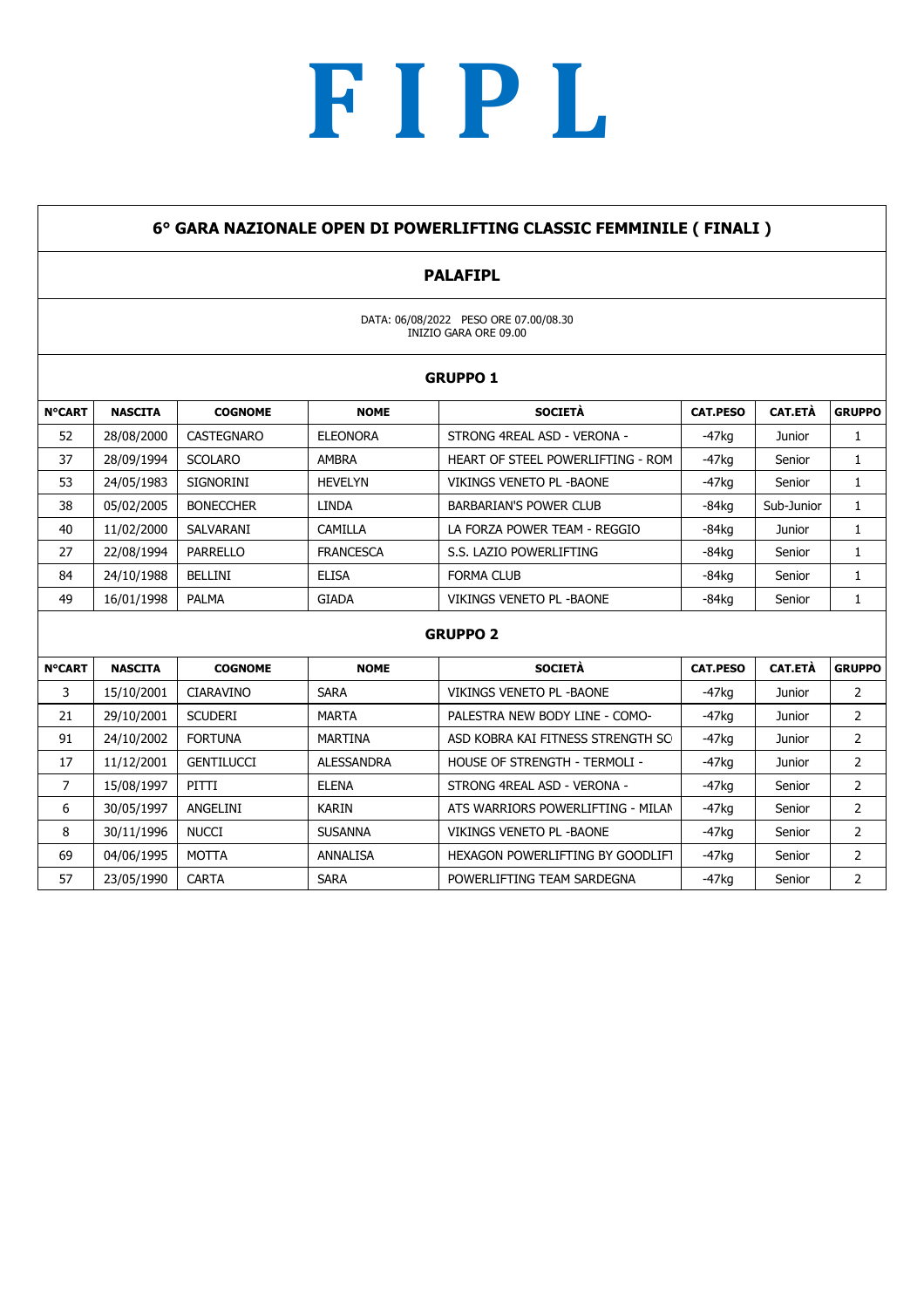# F I P L

## 6° GARA NAZIONALE OPEN DI POWERLIFTING CLASSIC FEMMINILE ( FINALI )

### PALAFIPL

DATA: 06/08/2022 PESO ORE 07.00/08.30
INIZIO GARA ORE 09.00

### GRUPPO 1

| N°CART | NASCITA | COGNOME | NOME | SOCIETÀ | CAT.PESO | CAT.ETÀ | GRUPPO |
|---|---|---|---|---|---|---|---|
| 52 | 28/08/2000 | CASTEGNARO | ELEONORA | STRONG 4REAL ASD - VERONA - | -47kg | Junior | 1 |
| 37 | 28/09/1994 | SCOLARO | AMBRA | HEART OF STEEL POWERLIFTING - ROM | -47kg | Senior | 1 |
| 53 | 24/05/1983 | SIGNORINI | HEVELYN | VIKINGS VENETO PL -BAONE | -47kg | Senior | 1 |
| 38 | 05/02/2005 | BONECCHER | LINDA | BARBARIAN'S POWER CLUB | -84kg | Sub-Junior | 1 |
| 40 | 11/02/2000 | SALVARANI | CAMILLA | LA FORZA POWER TEAM - REGGIO | -84kg | Junior | 1 |
| 27 | 22/08/1994 | PARRELLO | FRANCESCA | S.S. LAZIO POWERLIFTING | -84kg | Senior | 1 |
| 84 | 24/10/1988 | BELLINI | ELISA | FORMA CLUB | -84kg | Senior | 1 |
| 49 | 16/01/1998 | PALMA | GIADA | VIKINGS VENETO PL -BAONE | -84kg | Senior | 1 |

### GRUPPO 2

| N°CART | NASCITA | COGNOME | NOME | SOCIETÀ | CAT.PESO | CAT.ETÀ | GRUPPO |
|---|---|---|---|---|---|---|---|
| 3 | 15/10/2001 | CIARAVINO | SARA | VIKINGS VENETO PL -BAONE | -47kg | Junior | 2 |
| 21 | 29/10/2001 | SCUDERI | MARTA | PALESTRA NEW BODY LINE - COMO- | -47kg | Junior | 2 |
| 91 | 24/10/2002 | FORTUNA | MARTINA | ASD KOBRA KAI FITNESS STRENGTH SC | -47kg | Junior | 2 |
| 17 | 11/12/2001 | GENTILUCCI | ALESSANDRA | HOUSE OF STRENGTH - TERMOLI - | -47kg | Junior | 2 |
| 7 | 15/08/1997 | PITTI | ELENA | STRONG 4REAL ASD - VERONA - | -47kg | Senior | 2 |
| 6 | 30/05/1997 | ANGELINI | KARIN | ATS WARRIORS POWERLIFTING - MILAN | -47kg | Senior | 2 |
| 8 | 30/11/1996 | NUCCI | SUSANNA | VIKINGS VENETO PL -BAONE | -47kg | Senior | 2 |
| 69 | 04/06/1995 | MOTTA | ANNALISA | HEXAGON POWERLIFTING BY GOODLIFT | -47kg | Senior | 2 |
| 57 | 23/05/1990 | CARTA | SARA | POWERLIFTING TEAM SARDEGNA | -47kg | Senior | 2 |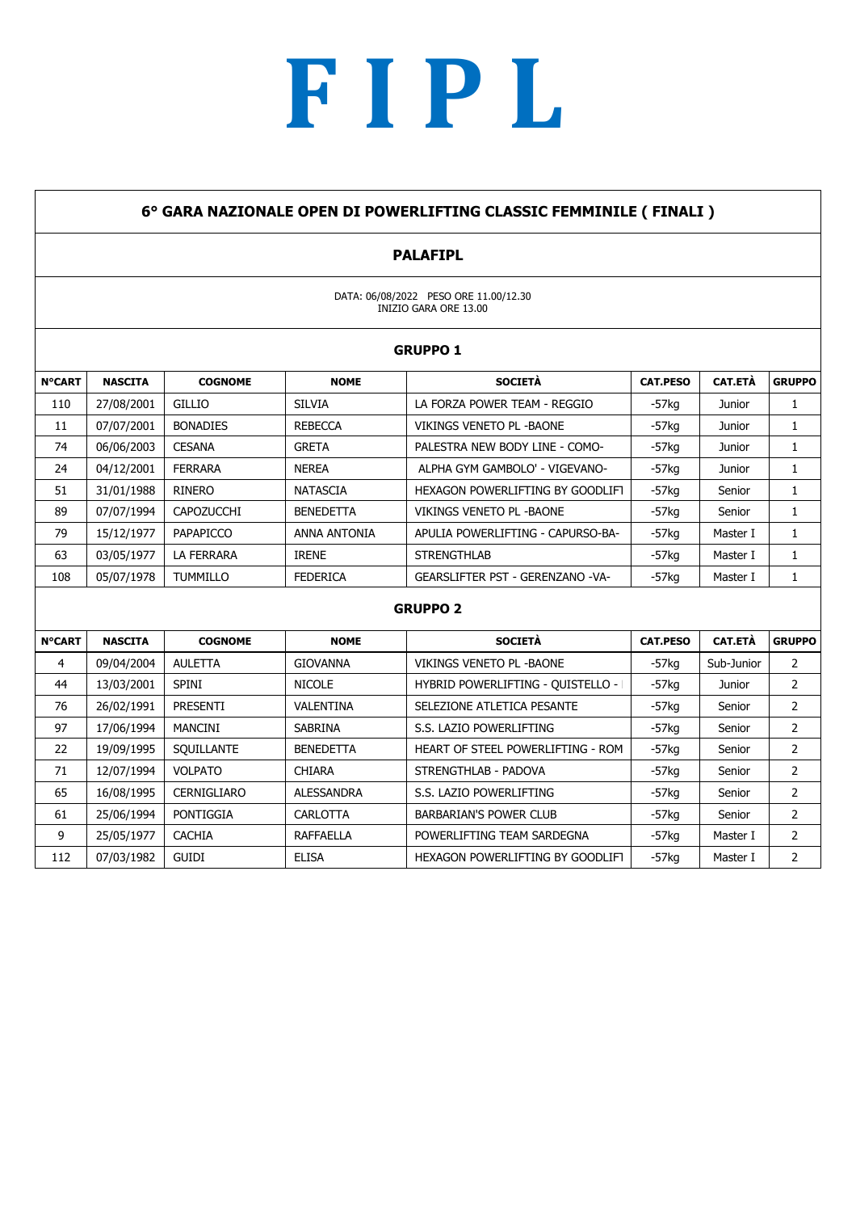# F I P L

## 6° GARA NAZIONALE OPEN DI POWERLIFTING CLASSIC FEMMINILE ( FINALI )

### PALAFIPL

DATA: 06/08/2022 PESO ORE 11.00/12.30
INIZIO GARA ORE 13.00

### GRUPPO 1

| N°CART | NASCITA | COGNOME | NOME | SOCIETÀ | CAT.PESO | CAT.ETÀ | GRUPPO |
|---|---|---|---|---|---|---|---|
| 110 | 27/08/2001 | GILLIO | SILVIA | LA FORZA POWER TEAM - REGGIO | -57kg | Junior | 1 |
| 11 | 07/07/2001 | BONADIES | REBECCA | VIKINGS VENETO PL -BAONE | -57kg | Junior | 1 |
| 74 | 06/06/2003 | CESANA | GRETA | PALESTRA NEW BODY LINE - COMO- | -57kg | Junior | 1 |
| 24 | 04/12/2001 | FERRARA | NEREA | ALPHA GYM GAMBOLO' - VIGEVANO- | -57kg | Junior | 1 |
| 51 | 31/01/1988 | RINERO | NATASCIA | HEXAGON POWERLIFTING BY GOODLIFT | -57kg | Senior | 1 |
| 89 | 07/07/1994 | CAPOZUCCHI | BENEDETTA | VIKINGS VENETO PL -BAONE | -57kg | Senior | 1 |
| 79 | 15/12/1977 | PAPAPICCO | ANNA ANTONIA | APULIA POWERLIFTING - CAPURSO-BA- | -57kg | Master I | 1 |
| 63 | 03/05/1977 | LA FERRARA | IRENE | STRENGTHLAB | -57kg | Master I | 1 |
| 108 | 05/07/1978 | TUMMILLO | FEDERICA | GEARSLIFTER PST - GERENZANO -VA- | -57kg | Master I | 1 |

### GRUPPO 2

| N°CART | NASCITA | COGNOME | NOME | SOCIETÀ | CAT.PESO | CAT.ETÀ | GRUPPO |
|---|---|---|---|---|---|---|---|
| 4 | 09/04/2004 | AULETTA | GIOVANNA | VIKINGS VENETO PL -BAONE | -57kg | Sub-Junior | 2 |
| 44 | 13/03/2001 | SPINI | NICOLE | HYBRID POWERLIFTING - QUISTELLO - | -57kg | Junior | 2 |
| 76 | 26/02/1991 | PRESENTI | VALENTINA | SELEZIONE ATLETICA PESANTE | -57kg | Senior | 2 |
| 97 | 17/06/1994 | MANCINI | SABRINA | S.S. LAZIO POWERLIFTING | -57kg | Senior | 2 |
| 22 | 19/09/1995 | SQUILLANTE | BENEDETTA | HEART OF STEEL POWERLIFTING - ROM | -57kg | Senior | 2 |
| 71 | 12/07/1994 | VOLPATO | CHIARA | STRENGTHLAB - PADOVA | -57kg | Senior | 2 |
| 65 | 16/08/1995 | CERNIGLIARO | ALESSANDRA | S.S. LAZIO POWERLIFTING | -57kg | Senior | 2 |
| 61 | 25/06/1994 | PONTIGGIA | CARLOTTA | BARBARIAN'S POWER CLUB | -57kg | Senior | 2 |
| 9 | 25/05/1977 | CACHIA | RAFFAELLA | POWERLIFTING TEAM SARDEGNA | -57kg | Master I | 2 |
| 112 | 07/03/1982 | GUIDI | ELISA | HEXAGON POWERLIFTING BY GOODLIFT | -57kg | Master I | 2 |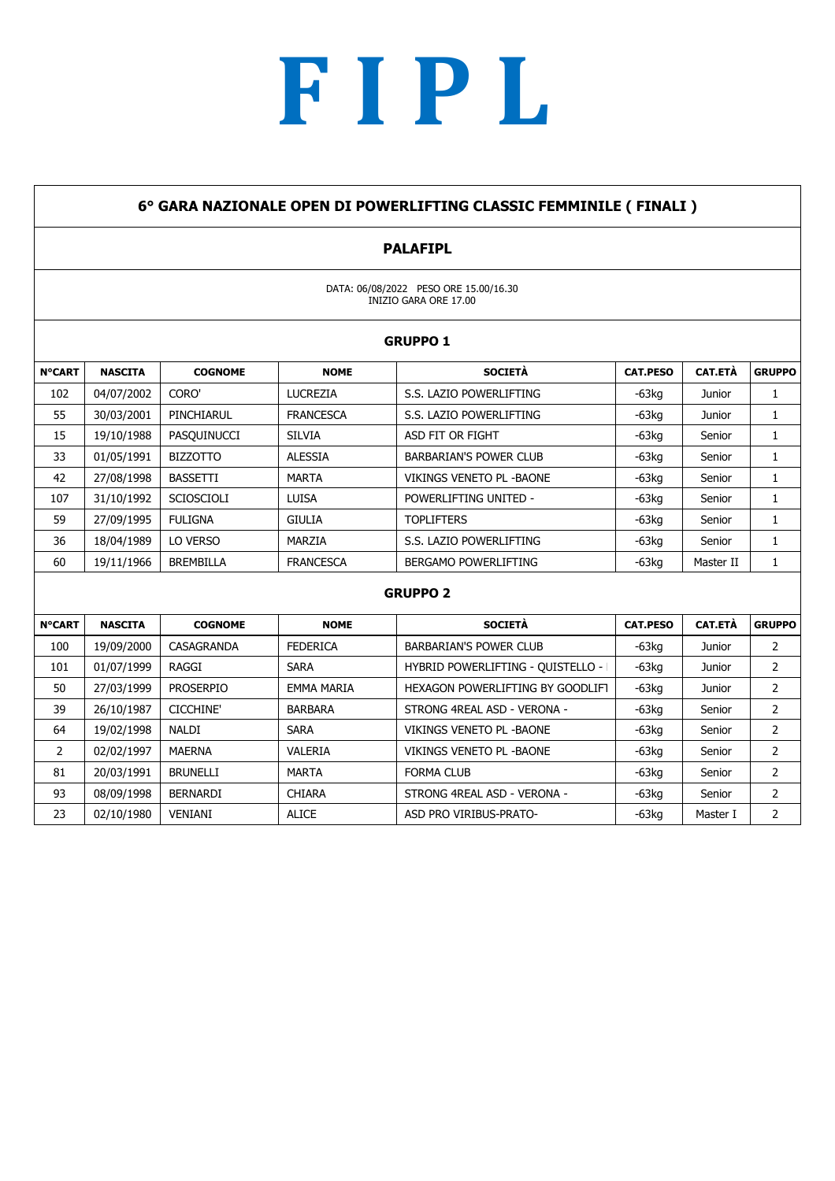# F I P L

## 6° GARA NAZIONALE OPEN DI POWERLIFTING CLASSIC FEMMINILE ( FINALI )

### PALAFIPL

DATA: 06/08/2022 PESO ORE 15.00/16.30
INIZIO GARA ORE 17.00

### GRUPPO 1

| N°CART | NASCITA | COGNOME | NOME | SOCIETÀ | CAT.PESO | CAT.ETÀ | GRUPPO |
|---|---|---|---|---|---|---|---|
| 102 | 04/07/2002 | CORO' | LUCREZIA | S.S. LAZIO POWERLIFTING | -63kg | Junior | 1 |
| 55 | 30/03/2001 | PINCHIARUL | FRANCESCA | S.S. LAZIO POWERLIFTING | -63kg | Junior | 1 |
| 15 | 19/10/1988 | PASQUINUCCI | SILVIA | ASD FIT OR FIGHT | -63kg | Senior | 1 |
| 33 | 01/05/1991 | BIZZOTTO | ALESSIA | BARBARIAN'S POWER CLUB | -63kg | Senior | 1 |
| 42 | 27/08/1998 | BASSETTI | MARTA | VIKINGS VENETO PL -BAONE | -63kg | Senior | 1 |
| 107 | 31/10/1992 | SCIOSCIOLI | LUISA | POWERLIFTING UNITED - | -63kg | Senior | 1 |
| 59 | 27/09/1995 | FULIGNA | GIULIA | TOPLIFTERS | -63kg | Senior | 1 |
| 36 | 18/04/1989 | LO VERSO | MARZIA | S.S. LAZIO POWERLIFTING | -63kg | Senior | 1 |
| 60 | 19/11/1966 | BREMBILLA | FRANCESCA | BERGAMO POWERLIFTING | -63kg | Master II | 1 |

### GRUPPO 2

| N°CART | NASCITA | COGNOME | NOME | SOCIETÀ | CAT.PESO | CAT.ETÀ | GRUPPO |
|---|---|---|---|---|---|---|---|
| 100 | 19/09/2000 | CASAGRANDA | FEDERICA | BARBARIAN'S POWER CLUB | -63kg | Junior | 2 |
| 101 | 01/07/1999 | RAGGI | SARA | HYBRID POWERLIFTING - QUISTELLO - | -63kg | Junior | 2 |
| 50 | 27/03/1999 | PROSERPIO | EMMA MARIA | HEXAGON POWERLIFTING BY GOODLIFT | -63kg | Junior | 2 |
| 39 | 26/10/1987 | CICCHINE' | BARBARA | STRONG 4REAL ASD - VERONA - | -63kg | Senior | 2 |
| 64 | 19/02/1998 | NALDI | SARA | VIKINGS VENETO PL -BAONE | -63kg | Senior | 2 |
| 2 | 02/02/1997 | MAERNA | VALERIA | VIKINGS VENETO PL -BAONE | -63kg | Senior | 2 |
| 81 | 20/03/1991 | BRUNELLI | MARTA | FORMA CLUB | -63kg | Senior | 2 |
| 93 | 08/09/1998 | BERNARDI | CHIARA | STRONG 4REAL ASD - VERONA - | -63kg | Senior | 2 |
| 23 | 02/10/1980 | VENIANI | ALICE | ASD PRO VIRIBUS-PRATO- | -63kg | Master I | 2 |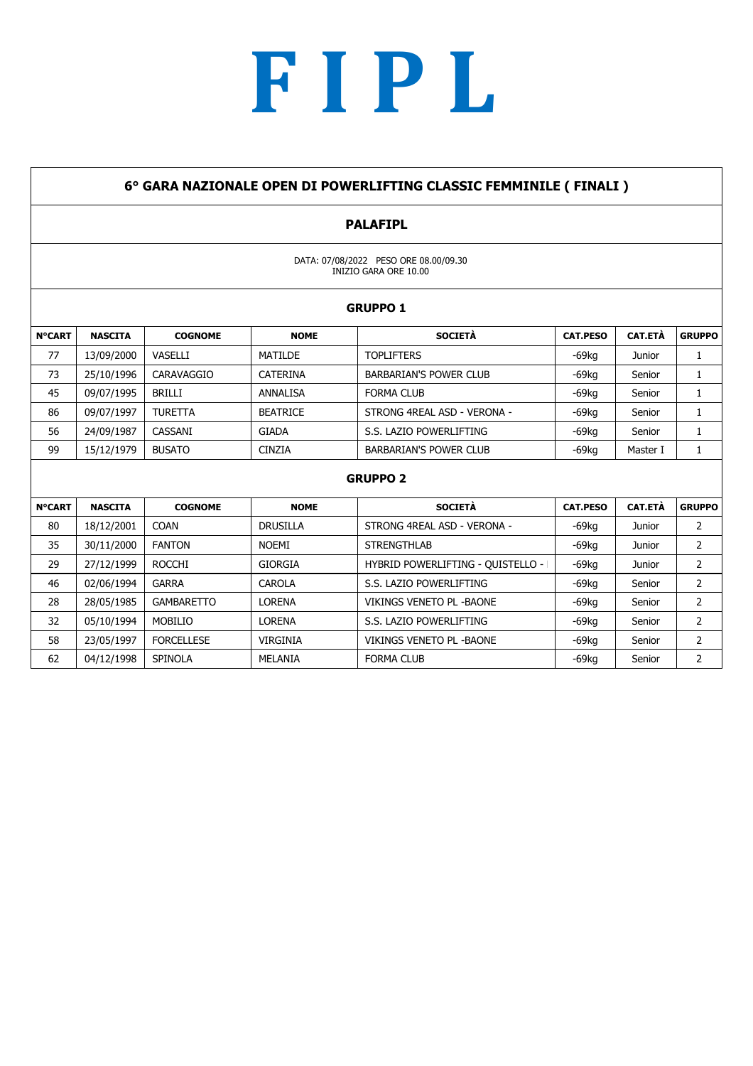# F I P L

## 6° GARA NAZIONALE OPEN DI POWERLIFTING CLASSIC FEMMINILE ( FINALI )

### PALAFIPL

DATA: 07/08/2022 PESO ORE 08.00/09.30
INIZIO GARA ORE 10.00

### GRUPPO 1

| N°CART | NASCITA | COGNOME | NOME | SOCIETÀ | CAT.PESO | CAT.ETÀ | GRUPPO |
|---|---|---|---|---|---|---|---|
| 77 | 13/09/2000 | VASELLI | MATILDE | TOPLIFTERS | -69kg | Junior | 1 |
| 73 | 25/10/1996 | CARAVAGGIO | CATERINA | BARBARIAN'S POWER CLUB | -69kg | Senior | 1 |
| 45 | 09/07/1995 | BRILLI | ANNALISA | FORMA CLUB | -69kg | Senior | 1 |
| 86 | 09/07/1997 | TURETTA | BEATRICE | STRONG 4REAL ASD - VERONA - | -69kg | Senior | 1 |
| 56 | 24/09/1987 | CASSANI | GIADA | S.S. LAZIO POWERLIFTING | -69kg | Senior | 1 |
| 99 | 15/12/1979 | BUSATO | CINZIA | BARBARIAN'S POWER CLUB | -69kg | Master I | 1 |

### GRUPPO 2

| N°CART | NASCITA | COGNOME | NOME | SOCIETÀ | CAT.PESO | CAT.ETÀ | GRUPPO |
|---|---|---|---|---|---|---|---|
| 80 | 18/12/2001 | COAN | DRUSILLA | STRONG 4REAL ASD - VERONA - | -69kg | Junior | 2 |
| 35 | 30/11/2000 | FANTON | NOEMI | STRENGTHLAB | -69kg | Junior | 2 |
| 29 | 27/12/1999 | ROCCHI | GIORGIA | HYBRID POWERLIFTING - QUISTELLO - | -69kg | Junior | 2 |
| 46 | 02/06/1994 | GARRA | CAROLA | S.S. LAZIO POWERLIFTING | -69kg | Senior | 2 |
| 28 | 28/05/1985 | GAMBARETTO | LORENA | VIKINGS VENETO PL -BAONE | -69kg | Senior | 2 |
| 32 | 05/10/1994 | MOBILIO | LORENA | S.S. LAZIO POWERLIFTING | -69kg | Senior | 2 |
| 58 | 23/05/1997 | FORCELLESE | VIRGINIA | VIKINGS VENETO PL -BAONE | -69kg | Senior | 2 |
| 62 | 04/12/1998 | SPINOLA | MELANIA | FORMA CLUB | -69kg | Senior | 2 |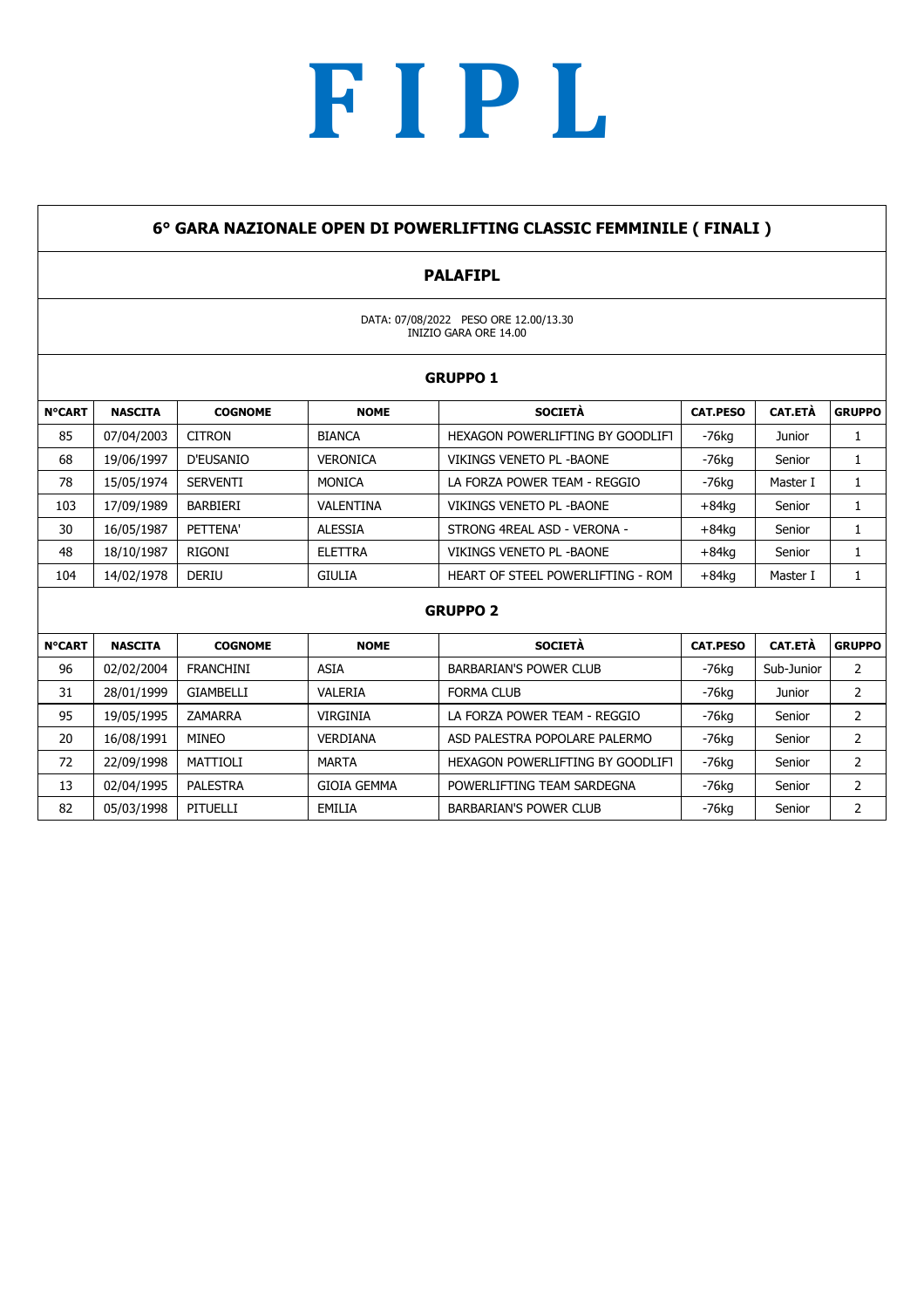# F I P L

## 6° GARA NAZIONALE OPEN DI POWERLIFTING CLASSIC FEMMINILE ( FINALI )

### PALAFIPL

DATA: 07/08/2022 PESO ORE 12.00/13.30
INIZIO GARA ORE 14.00

### GRUPPO 1

| N°CART | NASCITA | COGNOME | NOME | SOCIETÀ | CAT.PESO | CAT.ETÀ | GRUPPO |
|---|---|---|---|---|---|---|---|
| 85 | 07/04/2003 | CITRON | BIANCA | HEXAGON POWERLIFTING BY GOODLIFT | -76kg | Junior | 1 |
| 68 | 19/06/1997 | D'EUSANIO | VERONICA | VIKINGS VENETO PL -BAONE | -76kg | Senior | 1 |
| 78 | 15/05/1974 | SERVENTI | MONICA | LA FORZA POWER TEAM - REGGIO | -76kg | Master I | 1 |
| 103 | 17/09/1989 | BARBIERI | VALENTINA | VIKINGS VENETO PL -BAONE | +84kg | Senior | 1 |
| 30 | 16/05/1987 | PETTENA' | ALESSIA | STRONG 4REAL ASD - VERONA - | +84kg | Senior | 1 |
| 48 | 18/10/1987 | RIGONI | ELETTRA | VIKINGS VENETO PL -BAONE | +84kg | Senior | 1 |
| 104 | 14/02/1978 | DERIU | GIULIA | HEART OF STEEL POWERLIFTING - ROM | +84kg | Master I | 1 |

### GRUPPO 2

| N°CART | NASCITA | COGNOME | NOME | SOCIETÀ | CAT.PESO | CAT.ETÀ | GRUPPO |
|---|---|---|---|---|---|---|---|
| 96 | 02/02/2004 | FRANCHINI | ASIA | BARBARIAN'S POWER CLUB | -76kg | Sub-Junior | 2 |
| 31 | 28/01/1999 | GIAMBELLI | VALERIA | FORMA CLUB | -76kg | Junior | 2 |
| 95 | 19/05/1995 | ZAMARRA | VIRGINIA | LA FORZA POWER TEAM - REGGIO | -76kg | Senior | 2 |
| 20 | 16/08/1991 | MINEO | VERDIANA | ASD PALESTRA POPOLARE PALERMO | -76kg | Senior | 2 |
| 72 | 22/09/1998 | MATTIOLI | MARTA | HEXAGON POWERLIFTING BY GOODLIFT | -76kg | Senior | 2 |
| 13 | 02/04/1995 | PALESTRA | GIOIA GEMMA | POWERLIFTING TEAM SARDEGNA | -76kg | Senior | 2 |
| 82 | 05/03/1998 | PITUELLI | EMILIA | BARBARIAN'S POWER CLUB | -76kg | Senior | 2 |